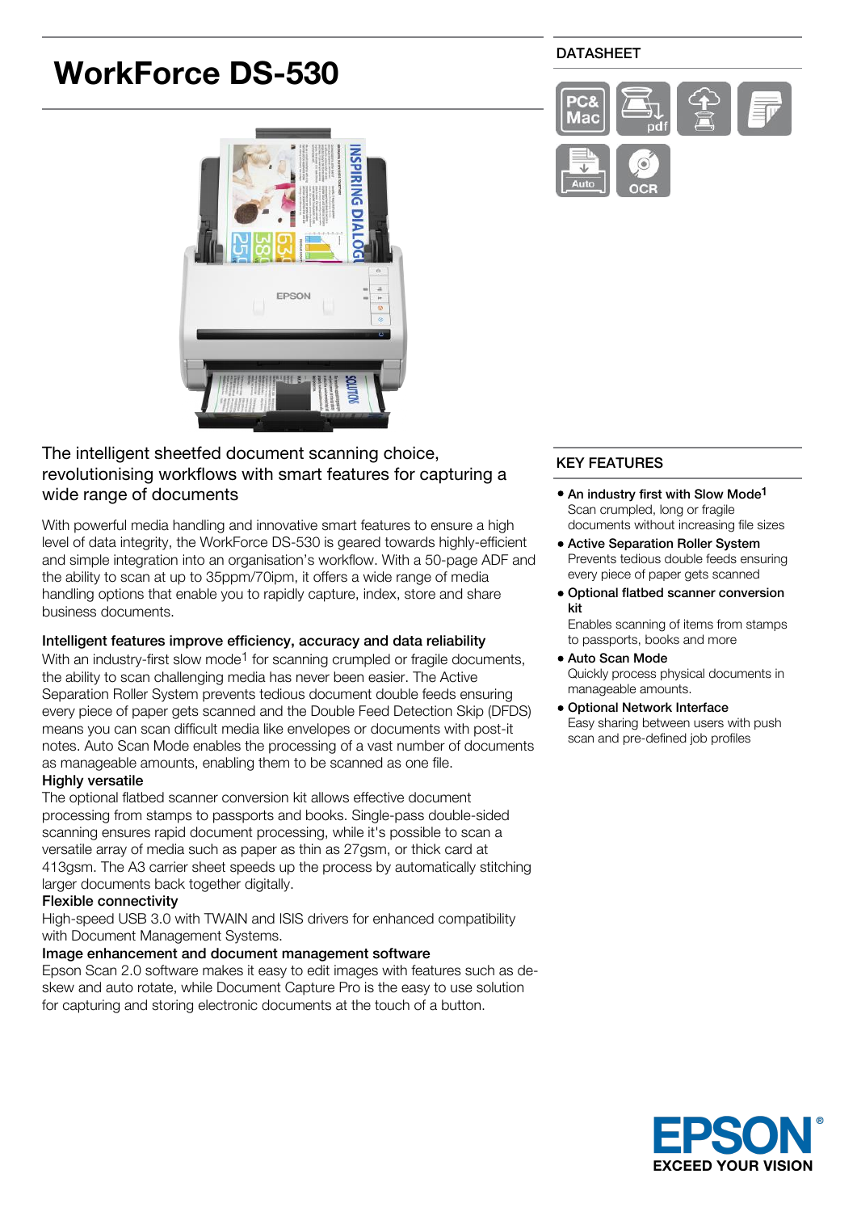# WorkForce DS-530

DATASHEET

## The intelligent sheetfed document scanning choice, revolutionising workflows with smart features for capturing a wide range of documents

With powerful media handling and innovative smart features to ensure a high level of data integrity, the WorkForce DS-530 is geared towards highly-efficient and simple integration into an organisation's workflow. With a 50-page ADF and the ability to scan at up to 35ppm/70ipm, it offers a wide range of media handling options that enable you to rapidly capture, index, store and share business documents.

### Intelligent features improve efficiency, accuracy and data reliability

With an industry-first slow mode[1] for scanning crumpled or fragile documents, the ability to scan challenging media has never been easier. The Active Separation Roller System prevents tedious document double feeds ensuring every piece of paper gets scanned and the Double Feed Detection Skip (DFDS) means you can scan difficult media like envelopes or documents with post-it notes. Auto Scan Mode enables the processing of a vast number of documents as manageable amounts, enabling them to be scanned as one file.

### Highly versatile

The optional flatbed scanner conversion kit allows effective document processing from stamps to passports and books. Single-pass double-sided scanning ensures rapid document processing, while it's possible to scan a versatile array of media such as paper as thin as 27gsm, or thick card at 413gsm. The A3 carrier sheet speeds up the process by automatically stitching larger documents back together digitally.

### Flexible connectivity

High-speed USB 3.0 with TWAIN and ISIS drivers for enhanced compatibility with Document Management Systems.

### Image enhancement and document management software

Epson Scan 2.0 software makes it easy to edit images with features such as de-skew and auto rotate, while Document Capture Pro is the easy to use solution for capturing and storing electronic documents at the touch of a button.

## KEY FEATURES

- **An industry first with Slow Mode[1]**
  Scan crumpled, long or fragile documents without increasing file sizes
- **Active Separation Roller System**
  Prevents tedious double feeds ensuring every piece of paper gets scanned
- **Optional flatbed scanner conversion kit**
  Enables scanning of items from stamps to passports, books and more
- **Auto Scan Mode**
  Quickly process physical documents in manageable amounts.
- **Optional Network Interface**
  Easy sharing between users with push scan and pre-defined job profiles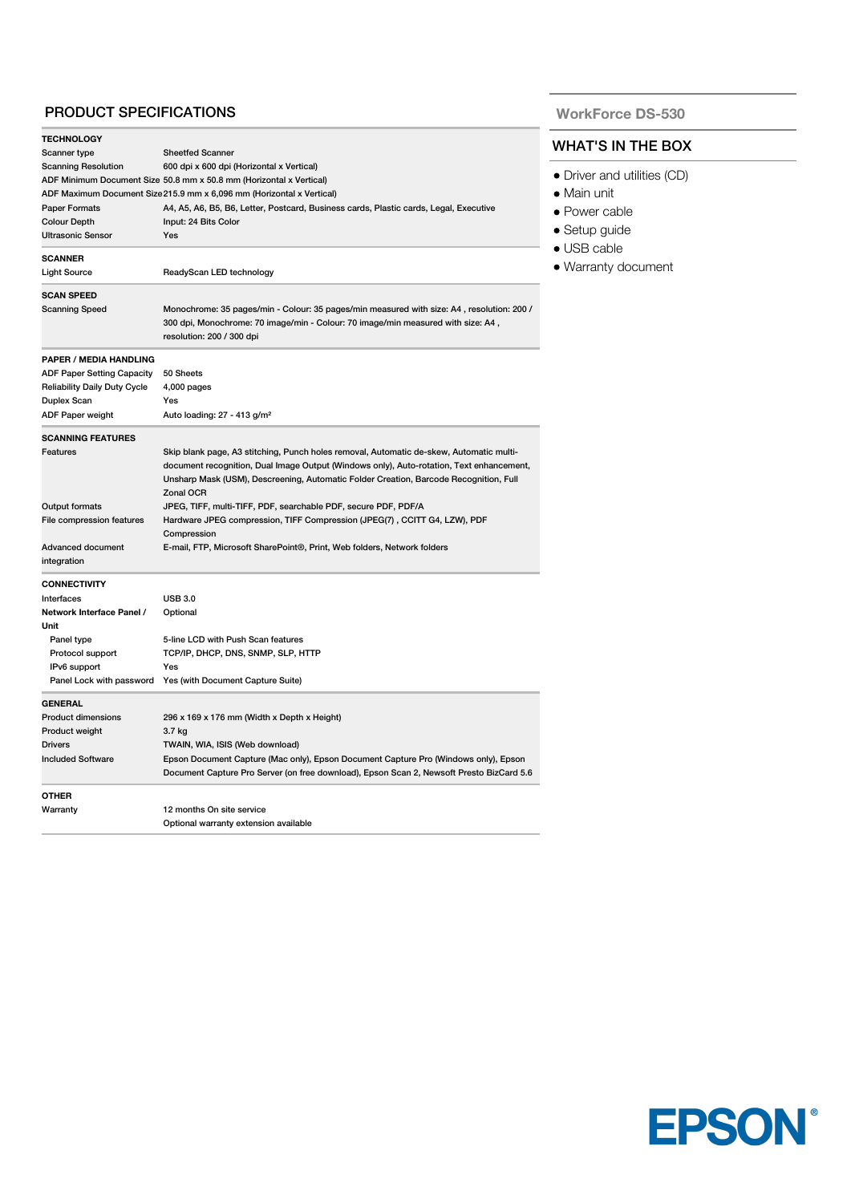## PRODUCT SPECIFICATIONS

| | |
|---|---|
| **TECHNOLOGY** | |
| Scanner type | Sheetfed Scanner |
| Scanning Resolution | 600 dpi x 600 dpi (Horizontal x Vertical) |
| ADF Minimum Document Size | 50.8 mm x 50.8 mm (Horizontal x Vertical) |
| ADF Maximum Document Size | 215.9 mm x 6,096 mm (Horizontal x Vertical) |
| Paper Formats | A4, A5, A6, B5, B6, Letter, Postcard, Business cards, Plastic cards, Legal, Executive |
| Colour Depth | Input: 24 Bits Color |
| Ultrasonic Sensor | Yes |
| **SCANNER** | |
| Light Source | ReadyScan LED technology |
| **SCAN SPEED** | |
| Scanning Speed | Monochrome: 35 pages/min - Colour: 35 pages/min measured with size: A4 , resolution: 200 / 300 dpi, Monochrome: 70 image/min - Colour: 70 image/min measured with size: A4 , resolution: 200 / 300 dpi |
| **PAPER / MEDIA HANDLING** | |
| ADF Paper Setting Capacity | 50 Sheets |
| Reliability Daily Duty Cycle | 4,000 pages |
| Duplex Scan | Yes |
| ADF Paper weight | Auto loading: 27 - 413 g/m² |
| **SCANNING FEATURES** | |
| Features | Skip blank page, A3 stitching, Punch holes removal, Automatic de-skew, Automatic multi-document recognition, Dual Image Output (Windows only), Auto-rotation, Text enhancement, Unsharp Mask (USM), Descreening, Automatic Folder Creation, Barcode Recognition, Full Zonal OCR |
| Output formats | JPEG, TIFF, multi-TIFF, PDF, searchable PDF, secure PDF, PDF/A |
| File compression features | Hardware JPEG compression, TIFF Compression (JPEG(7) , CCITT G4, LZW), PDF Compression |
| Advanced document integration | E-mail, FTP, Microsoft SharePoint®, Print, Web folders, Network folders |
| **CONNECTIVITY** | |
| Interfaces | USB 3.0 |
| **Network Interface Panel / Unit** | Optional |
| Panel type | 5-line LCD with Push Scan features |
| Protocol support | TCP/IP, DHCP, DNS, SNMP, SLP, HTTP |
| IPv6 support | Yes |
| Panel Lock with password | Yes (with Document Capture Suite) |
| **GENERAL** | |
| Product dimensions | 296 x 169 x 176 mm (Width x Depth x Height) |
| Product weight | 3.7 kg |
| Drivers | TWAIN, WIA, ISIS (Web download) |
| Included Software | Epson Document Capture (Mac only), Epson Document Capture Pro (Windows only), Epson Document Capture Pro Server (on free download), Epson Scan 2, Newsoft Presto BizCard 5.6 |
| **OTHER** | |
| Warranty | 12 months On site service<br>Optional warranty extension available |

WorkForce DS-530

## WHAT'S IN THE BOX

- Driver and utilities (CD)
- Main unit
- Power cable
- Setup guide
- USB cable
- Warranty document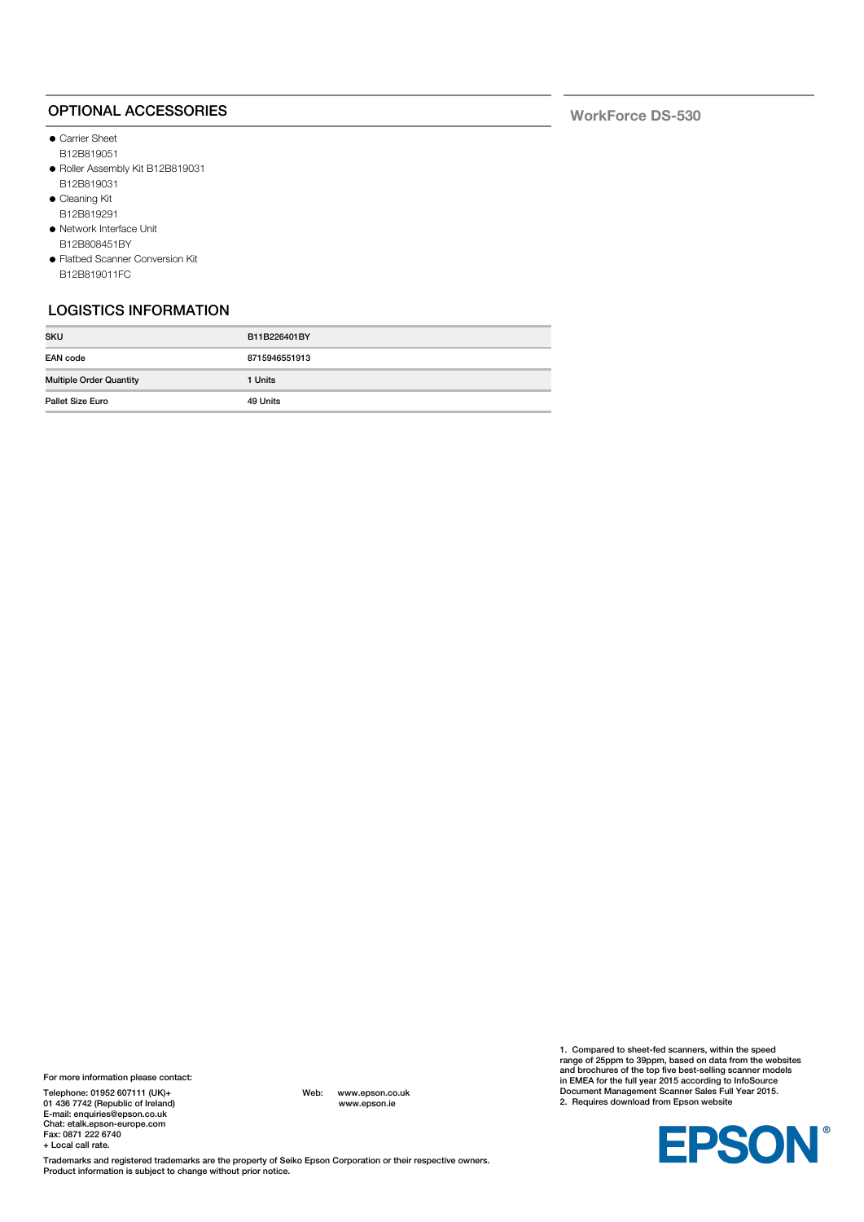## OPTIONAL ACCESSORIES

- Carrier Sheet
  B12B819051
- Roller Assembly Kit B12B819031
  B12B819031
- Cleaning Kit
  B12B819291
- Network Interface Unit
  B12B808451BY
- Flatbed Scanner Conversion Kit
  B12B819011FC

## LOGISTICS INFORMATION

| | |
|---|---|
| SKU | B11B226401BY |
| EAN code | 8715946551913 |
| Multiple Order Quantity | 1 Units |
| Pallet Size Euro | 49 Units |

**WorkForce DS-530**

For more information please contact:

Telephone: 01952 607111 (UK)+
01 436 7742 (Republic of Ireland)
E-mail: enquiries@epson.co.uk
Chat: etalk.epson-europe.com
Fax: 0871 222 6740
+ Local call rate.

Web: www.epson.co.uk
www.epson.ie

1. Compared to sheet-fed scanners, within the speed range of 25ppm to 39ppm, based on data from the websites and brochures of the top five best-selling scanner models in EMEA for the full year 2015 according to InfoSource Document Management Scanner Sales Full Year 2015.
2. Requires download from Epson website

EPSON®

Trademarks and registered trademarks are the property of Seiko Epson Corporation or their respective owners.
Product information is subject to change without prior notice.